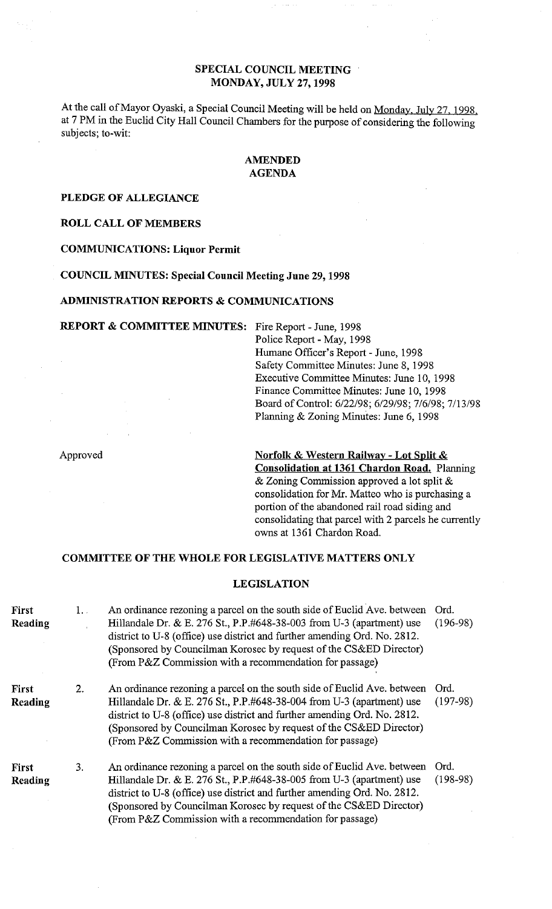# SPECIAL COUNCIL MEETING
# MONDAY, JULY 27, 1998

At the call of Mayor Oyaski, a Special Council Meeting will be held on Monday, July 27, 1998, at 7 PM in the Euclid City Hall Council Chambers for the purpose of considering the following subjects; to-wit:

## AMENDED AGENDA

**PLEDGE OF ALLEGIANCE**

**ROLL CALL OF MEMBERS**

**COMMUNICATIONS: Liquor Permit**

**COUNCIL MINUTES: Special Council Meeting June 29, 1998**

**ADMINISTRATION REPORTS & COMMUNICATIONS**

**REPORT & COMMITTEE MINUTES:**
- Fire Report - June, 1998
- Police Report - May, 1998
- Humane Officer's Report - June, 1998
- Safety Committee Minutes: June 8, 1998
- Executive Committee Minutes: June 10, 1998
- Finance Committee Minutes: June 10, 1998
- Board of Control: 6/22/98; 6/29/98; 7/6/98; 7/13/98
- Planning & Zoning Minutes: June 6, 1998

Approved

**Norfolk & Western Railway - Lot Split & Consolidation at 1361 Chardon Road.** Planning & Zoning Commission approved a lot split & consolidation for Mr. Matteo who is purchasing a portion of the abandoned rail road siding and consolidating that parcel with 2 parcels he currently owns at 1361 Chardon Road.

### COMMITTEE OF THE WHOLE FOR LEGISLATIVE MATTERS ONLY

### LEGISLATION

| | | | |
|---|---|---|---|
| **First Reading** | 1. | An ordinance rezoning a parcel on the south side of Euclid Ave. between Hillandale Dr. & E. 276 St., P.P.#648-38-003 from U-3 (apartment) use district to U-8 (office) use district and further amending Ord. No. 2812. (Sponsored by Councilman Korosec by request of the CS&ED Director) (From P&Z Commission with a recommendation for passage) | Ord. (196-98) |
| **First Reading** | 2. | An ordinance rezoning a parcel on the south side of Euclid Ave. between Hillandale Dr. & E. 276 St., P.P.#648-38-004 from U-3 (apartment) use district to U-8 (office) use district and further amending Ord. No. 2812. (Sponsored by Councilman Korosec by request of the CS&ED Director) (From P&Z Commission with a recommendation for passage) | Ord. (197-98) |
| **First Reading** | 3. | An ordinance rezoning a parcel on the south side of Euclid Ave. between Hillandale Dr. & E. 276 St., P.P.#648-38-005 from U-3 (apartment) use district to U-8 (office) use district and further amending Ord. No. 2812. (Sponsored by Councilman Korosec by request of the CS&ED Director) (From P&Z Commission with a recommendation for passage) | Ord. (198-98) |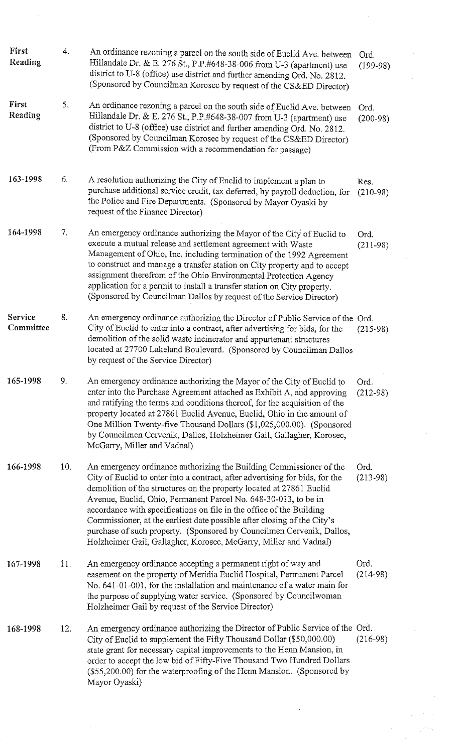| | | | |
|---|---|---|---|
| First Reading | 4. | An ordinance rezoning a parcel on the south side of Euclid Ave. between Hillandale Dr. & E. 276 St., P.P.#648-38-006 from U-3 (apartment) use district to U-8 (office) use district and further amending Ord. No. 2812. (Sponsored by Councilman Korosec by request of the CS&ED Director) | Ord. (199-98) |
| First Reading | 5. | An ordinance rezoning a parcel on the south side of Euclid Ave. between Hillandale Dr. & E. 276 St., P.P.#648-38-007 from U-3 (apartment) use district to U-8 (office) use district and further amending Ord. No. 2812. (Sponsored by Councilman Korosec by request of the CS&ED Director) (From P&Z Commission with a recommendation for passage) | Ord. (200-98) |
| 163-1998 | 6. | A resolution authorizing the City of Euclid to implement a plan to purchase additional service credit, tax deferred, by payroll deduction, for the Police and Fire Departments. (Sponsored by Mayor Oyaski by request of the Finance Director) | Res. (210-98) |
| 164-1998 | 7. | An emergency ordinance authorizing the Mayor of the City of Euclid to execute a mutual release and settlement agreement with Waste Management of Ohio, Inc. including termination of the 1992 Agreement to construct and manage a transfer station on City property and to accept assignment therefrom of the Ohio Environmental Protection Agency application for a permit to install a transfer station on City property. (Sponsored by Councilman Dallos by request of the Service Director) | Ord. (211-98) |
| Service Committee | 8. | An emergency ordinance authorizing the Director of Public Service of the City of Euclid to enter into a contract, after advertising for bids, for the demolition of the solid waste incinerator and appurtenant structures located at 27700 Lakeland Boulevard. (Sponsored by Councilman Dallos by request of the Service Director) | Ord. (215-98) |
| 165-1998 | 9. | An emergency ordinance authorizing the Mayor of the City of Euclid to enter into the Purchase Agreement attached as Exhibit A, and approving and ratifying the terms and conditions thereof, for the acquisition of the property located at 27861 Euclid Avenue, Euclid, Ohio in the amount of One Million Twenty-five Thousand Dollars ($1,025,000.00). (Sponsored by Councilmen Cervenik, Dallos, Holzheimer Gail, Gallagher, Korosec, McGarry, Miller and Vadnal) | Ord. (212-98) |
| 166-1998 | 10. | An emergency ordinance authorizing the Building Commissioner of the City of Euclid to enter into a contract, after advertising for bids, for the demolition of the structures on the property located at 27861 Euclid Avenue, Euclid, Ohio, Permanent Parcel No. 648-30-013, to be in accordance with specifications on file in the office of the Building Commissioner, at the earliest date possible after closing of the City's purchase of such property. (Sponsored by Councilmen Cervenik, Dallos, Holzheimer Gail, Gallagher, Korosec, McGarry, Miller and Vadnal) | Ord. (213-98) |
| 167-1998 | 11. | An emergency ordinance accepting a permanent right of way and easement on the property of Meridia Euclid Hospital, Permanent Parcel No. 641-01-001, for the installation and maintenance of a water main for the purpose of supplying water service. (Sponsored by Councilwoman Holzheimer Gail by request of the Service Director) | Ord. (214-98) |
| 168-1998 | 12. | An emergency ordinance authorizing the Director of Public Service of the City of Euclid to supplement the Fifty Thousand Dollar ($50,000.00) state grant for necessary capital improvements to the Henn Mansion, in order to accept the low bid of Fifty-Five Thousand Two Hundred Dollars ($55,200.00) for the waterproofing of the Henn Mansion. (Sponsored by Mayor Oyaski) | Ord. (216-98) |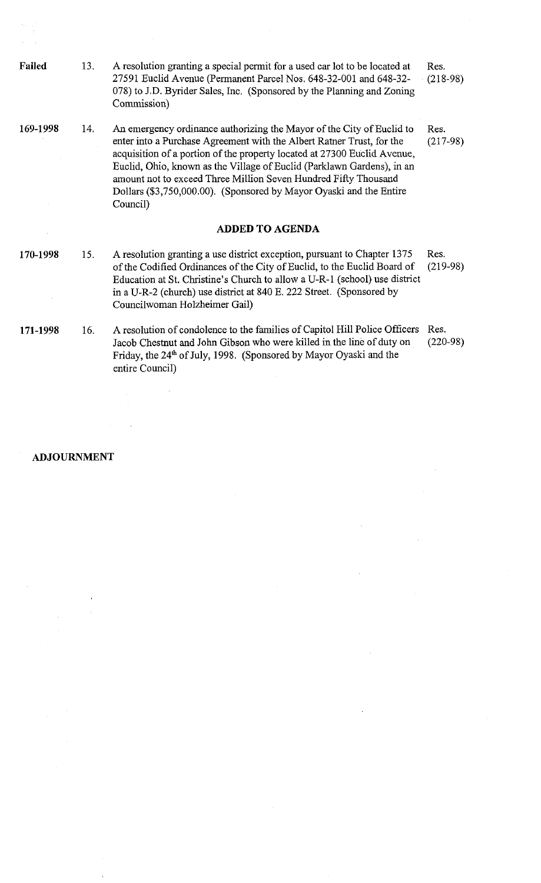| | | | |
|---|---|---|---|
| **Failed** | 13. | A resolution granting a special permit for a used car lot to be located at 27591 Euclid Avenue (Permanent Parcel Nos. 648-32-001 and 648-32-078) to J.D. Byrider Sales, Inc. (Sponsored by the Planning and Zoning Commission) | Res. (218-98) |
| **169-1998** | 14. | An emergency ordinance authorizing the Mayor of the City of Euclid to enter into a Purchase Agreement with the Albert Ratner Trust, for the acquisition of a portion of the property located at 27300 Euclid Avenue, Euclid, Ohio, known as the Village of Euclid (Parklawn Gardens), in an amount not to exceed Three Million Seven Hundred Fifty Thousand Dollars ($3,750,000.00). (Sponsored by Mayor Oyaski and the Entire Council) | Res. (217-98) |

**ADDED TO AGENDA**

| | | | |
|---|---|---|---|
| **170-1998** | 15. | A resolution granting a use district exception, pursuant to Chapter 1375 of the Codified Ordinances of the City of Euclid, to the Euclid Board of Education at St. Christine's Church to allow a U-R-1 (school) use district in a U-R-2 (church) use district at 840 E. 222 Street. (Sponsored by Councilwoman Holzheimer Gail) | Res. (219-98) |
| **171-1998** | 16. | A resolution of condolence to the families of Capitol Hill Police Officers Jacob Chestnut and John Gibson who were killed in the line of duty on Friday, the 24th of July, 1998. (Sponsored by Mayor Oyaski and the entire Council) | Res. (220-98) |

**ADJOURNMENT**